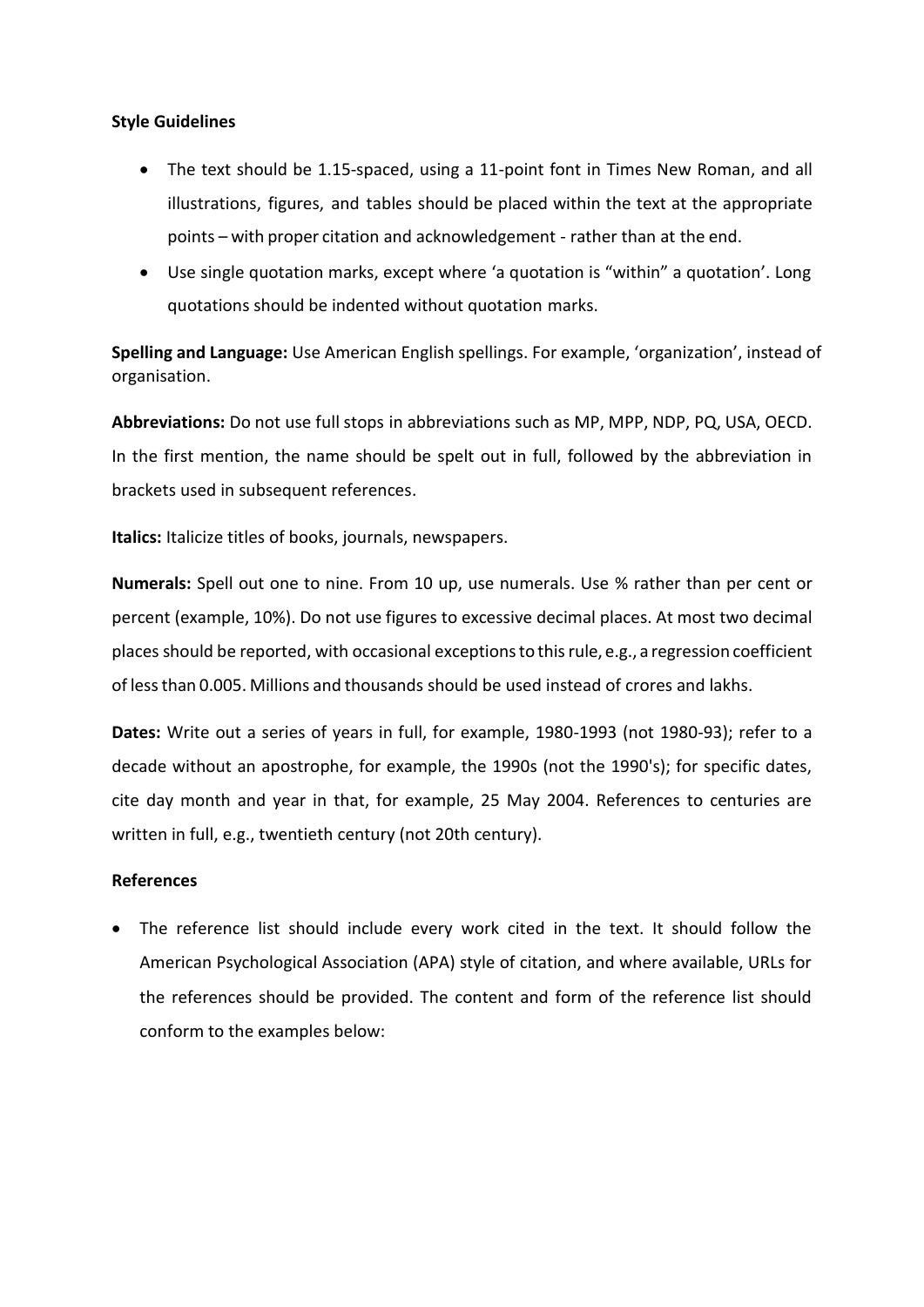**Style Guidelines**

- The text should be 1.15-spaced, using a 11-point font in Times New Roman, and all illustrations, figures, and tables should be placed within the text at the appropriate points – with proper citation and acknowledgement - rather than at the end.
- Use single quotation marks, except where 'a quotation is "within" a quotation'. Long quotations should be indented without quotation marks.

**Spelling and Language:** Use American English spellings. For example, 'organization', instead of organisation.

**Abbreviations:** Do not use full stops in abbreviations such as MP, MPP, NDP, PQ, USA, OECD. In the first mention, the name should be spelt out in full, followed by the abbreviation in brackets used in subsequent references.

**Italics:** Italicize titles of books, journals, newspapers.

**Numerals:** Spell out one to nine. From 10 up, use numerals. Use % rather than per cent or percent (example, 10%). Do not use figures to excessive decimal places. At most two decimal places should be reported, with occasional exceptions to this rule, e.g., a regression coefficient of less than 0.005. Millions and thousands should be used instead of crores and lakhs.

**Dates:** Write out a series of years in full, for example, 1980-1993 (not 1980-93); refer to a decade without an apostrophe, for example, the 1990s (not the 1990's); for specific dates, cite day month and year in that, for example, 25 May 2004. References to centuries are written in full, e.g., twentieth century (not 20th century).

**References**

- The reference list should include every work cited in the text. It should follow the American Psychological Association (APA) style of citation, and where available, URLs for the references should be provided. The content and form of the reference list should conform to the examples below: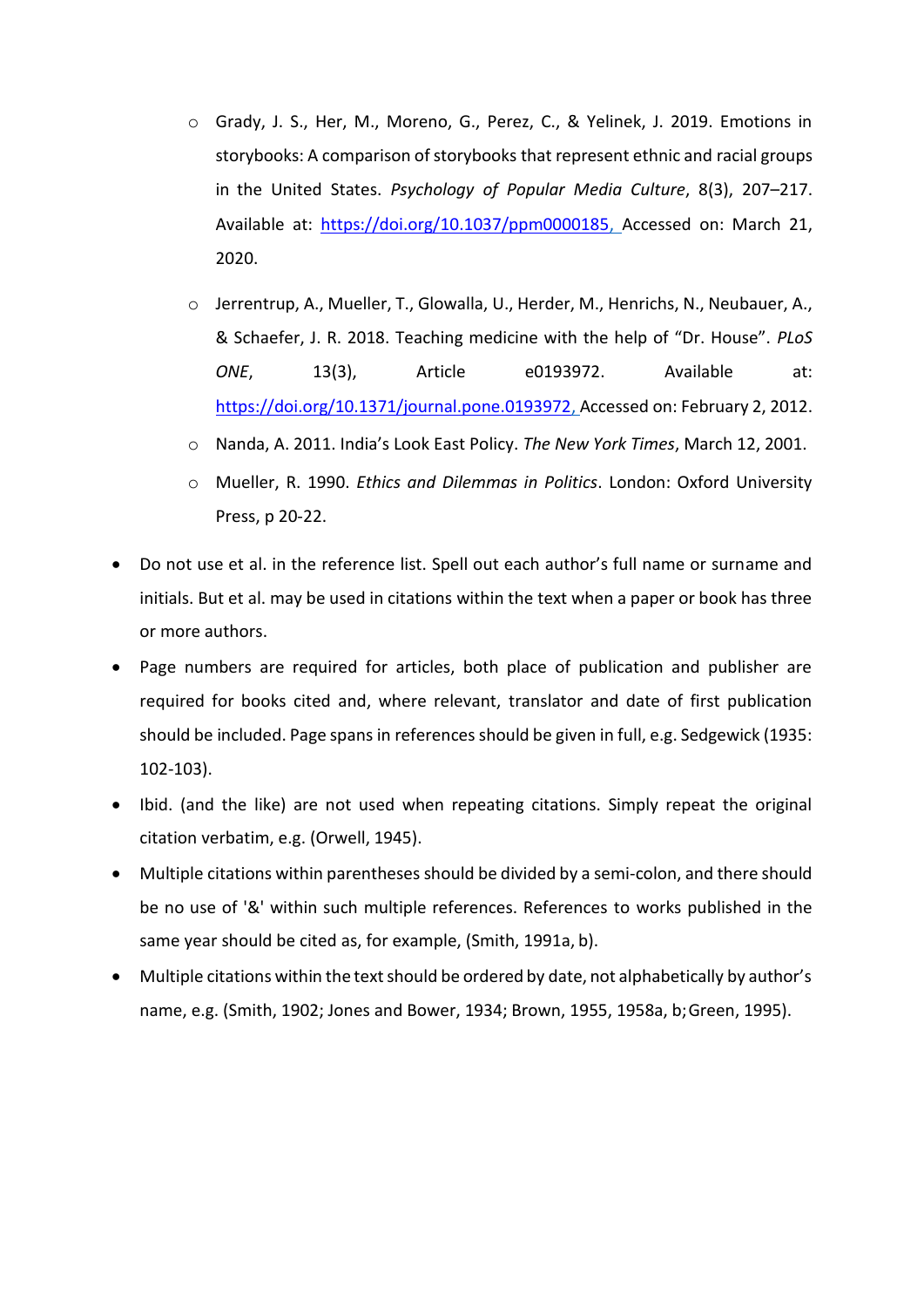- Grady, J. S., Her, M., Moreno, G., Perez, C., & Yelinek, J. 2019. Emotions in storybooks: A comparison of storybooks that represent ethnic and racial groups in the United States. *Psychology of Popular Media Culture*, 8(3), 207–217. Available at: https://doi.org/10.1037/ppm0000185, Accessed on: March 21, 2020.
  - Jerrentrup, A., Mueller, T., Glowalla, U., Herder, M., Henrichs, N., Neubauer, A., & Schaefer, J. R. 2018. Teaching medicine with the help of "Dr. House". *PLoS ONE*, 13(3), Article e0193972. Available at: https://doi.org/10.1371/journal.pone.0193972, Accessed on: February 2, 2012.
  - Nanda, A. 2011. India's Look East Policy. *The New York Times*, March 12, 2001.
  - Mueller, R. 1990. *Ethics and Dilemmas in Politics*. London: Oxford University Press, p 20-22.

- Do not use et al. in the reference list. Spell out each author's full name or surname and initials. But et al. may be used in citations within the text when a paper or book has three or more authors.
- Page numbers are required for articles, both place of publication and publisher are required for books cited and, where relevant, translator and date of first publication should be included. Page spans in references should be given in full, e.g. Sedgewick (1935: 102-103).
- Ibid. (and the like) are not used when repeating citations. Simply repeat the original citation verbatim, e.g. (Orwell, 1945).
- Multiple citations within parentheses should be divided by a semi-colon, and there should be no use of '&' within such multiple references. References to works published in the same year should be cited as, for example, (Smith, 1991a, b).
- Multiple citations within the text should be ordered by date, not alphabetically by author's name, e.g. (Smith, 1902; Jones and Bower, 1934; Brown, 1955, 1958a, b; Green, 1995).